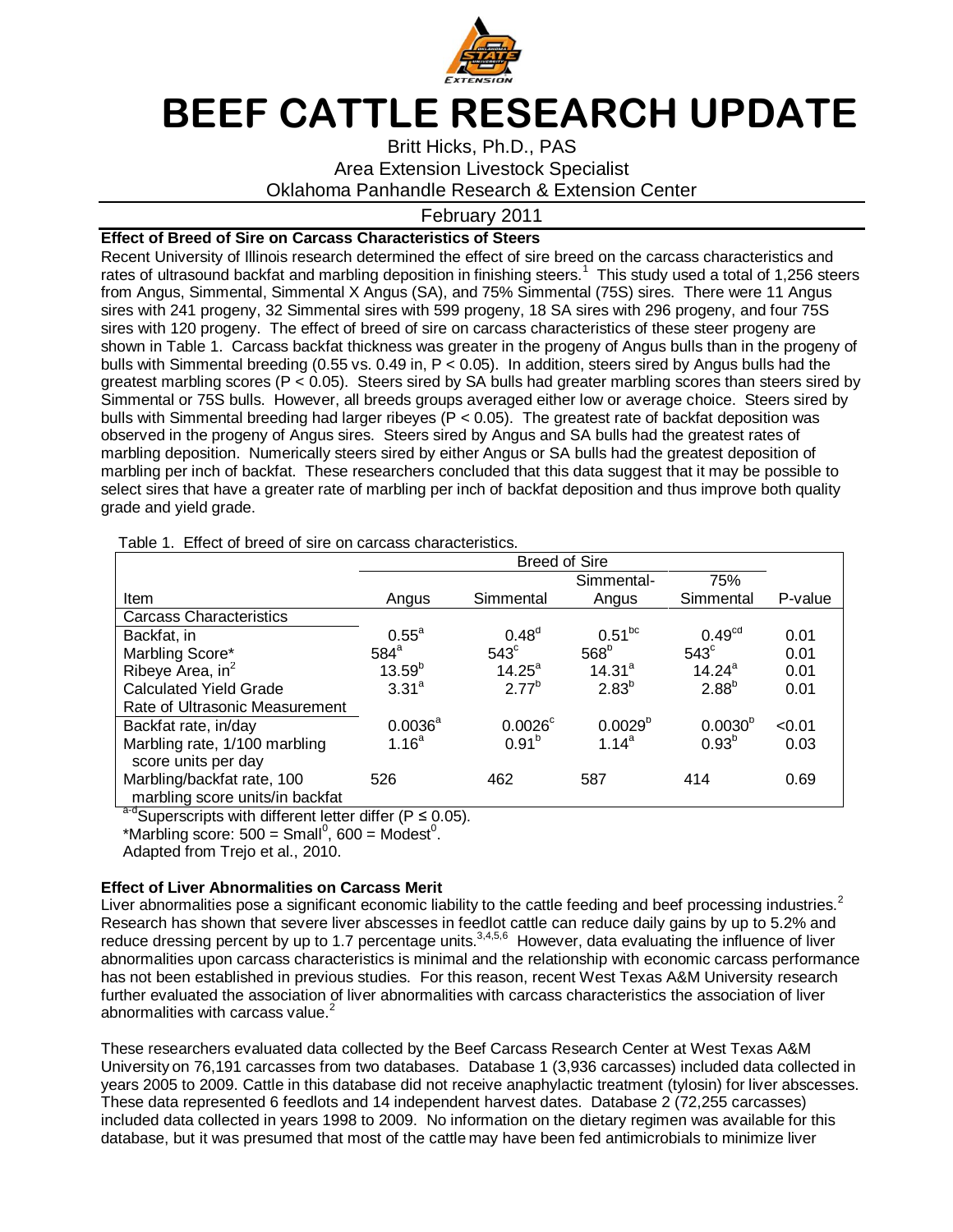# BEEF CATTLE RESEARCH UPDATE

Britt Hicks, Ph.D., PAS
Area Extension Livestock Specialist
Oklahoma Panhandle Research & Extension Center

February 2011

**Effect of Breed of Sire on Carcass Characteristics of Steers**

Recent University of Illinois research determined the effect of sire breed on the carcass characteristics and rates of ultrasound backfat and marbling deposition in finishing steers.[1] This study used a total of 1,256 steers from Angus, Simmental, Simmental X Angus (SA), and 75% Simmental (75S) sires. There were 11 Angus sires with 241 progeny, 32 Simmental sires with 599 progeny, 18 SA sires with 296 progeny, and four 75S sires with 120 progeny. The effect of breed of sire on carcass characteristics of these steer progeny are shown in Table 1. Carcass backfat thickness was greater in the progeny of Angus bulls than in the progeny of bulls with Simmental breeding (0.55 vs. 0.49 in, $P < 0.05$). In addition, steers sired by Angus bulls had the greatest marbling scores ($P < 0.05$). Steers sired by SA bulls had greater marbling scores than steers sired by Simmental or 75S bulls. However, all breeds groups averaged either low or average choice. Steers sired by bulls with Simmental breeding had larger ribeyes ($P < 0.05$). The greatest rate of backfat deposition was observed in the progeny of Angus sires. Steers sired by Angus and SA bulls had the greatest rates of marbling deposition. Numerically steers sired by either Angus or SA bulls had the greatest deposition of marbling per inch of backfat. These researchers concluded that this data suggest that it may be possible to select sires that have a greater rate of marbling per inch of backfat deposition and thus improve both quality grade and yield grade.

Table 1. Effect of breed of sire on carcass characteristics.

| | Breed of Sire | | | | |
|---|---|---|---|---|---|
| Item | Angus | Simmental | Simmental-Angus | 75% Simmental | P-value |
| **Carcass Characteristics** | | | | | |
| Backfat, in | $0.55^{a}$ | $0.48^{d}$ | $0.51^{bc}$ | $0.49^{cd}$ | 0.01 |
| Marbling Score* | $584^{a}$ | $543^{c}$ | $568^{b}$ | $543^{c}$ | 0.01 |
| Ribeye Area, $in^2$ | $13.59^{b}$ | $14.25^{a}$ | $14.31^{a}$ | $14.24^{a}$ | 0.01 |
| Calculated Yield Grade | $3.31^{a}$ | $2.77^{b}$ | $2.83^{b}$ | $2.88^{b}$ | 0.01 |
| **Rate of Ultrasonic Measurement** | | | | | |
| Backfat rate, in/day | $0.0036^{a}$ | $0.0026^{c}$ | $0.0029^{b}$ | $0.0030^{b}$ | <0.01 |
| Marbling rate, 1/100 marbling score units per day | $1.16^{a}$ | $0.91^{b}$ | $1.14^{a}$ | $0.93^{b}$ | 0.03 |
| Marbling/backfat rate, 100 marbling score units/in backfat | 526 | 462 | 587 | 414 | 0.69 |

[a-d]Superscripts with different letter differ ($P \leq 0.05$).
*Marbling score: 500 = Small[0], 600 = Modest[0].
Adapted from Trejo et al., 2010.

**Effect of Liver Abnormalities on Carcass Merit**

Liver abnormalities pose a significant economic liability to the cattle feeding and beef processing industries.[2] Research has shown that severe liver abscesses in feedlot cattle can reduce daily gains by up to 5.2% and reduce dressing percent by up to 1.7 percentage units.[3,4,5,6] However, data evaluating the influence of liver abnormalities upon carcass characteristics is minimal and the relationship with economic carcass performance has not been established in previous studies. For this reason, recent West Texas A&M University research further evaluated the association of liver abnormalities with carcass characteristics the association of liver abnormalities with carcass value.[2]

These researchers evaluated data collected by the Beef Carcass Research Center at West Texas A&M University on 76,191 carcasses from two databases. Database 1 (3,936 carcasses) included data collected in years 2005 to 2009. Cattle in this database did not receive anaphylactic treatment (tylosin) for liver abscesses. These data represented 6 feedlots and 14 independent harvest dates. Database 2 (72,255 carcasses) included data collected in years 1998 to 2009. No information on the dietary regimen was available for this database, but it was presumed that most of the cattle may have been fed antimicrobials to minimize liver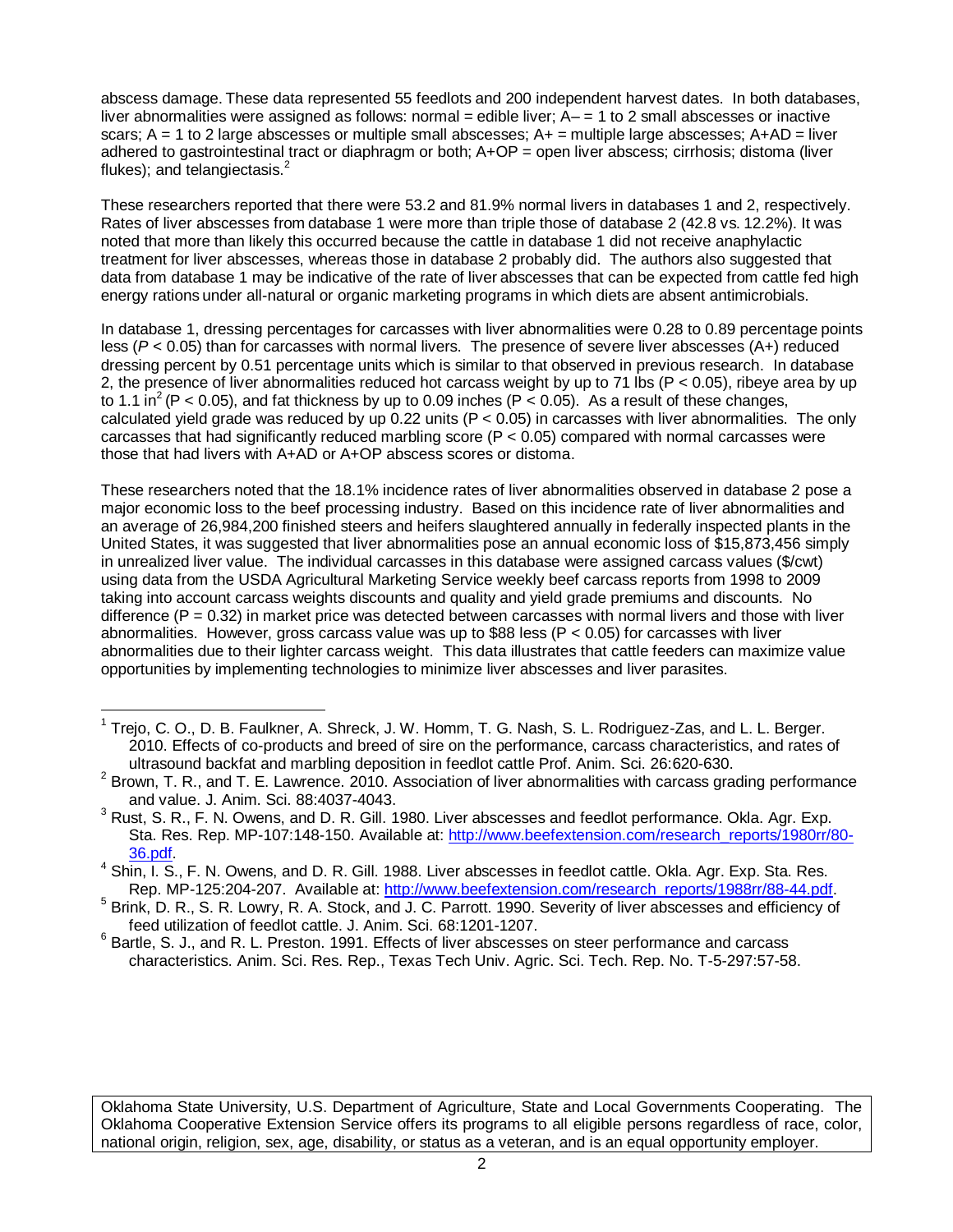abscess damage. These data represented 55 feedlots and 200 independent harvest dates. In both databases, liver abnormalities were assigned as follows: normal = edible liver; A– = 1 to 2 small abscesses or inactive scars; A = 1 to 2 large abscesses or multiple small abscesses; A+ = multiple large abscesses; A+AD = liver adhered to gastrointestinal tract or diaphragm or both; A+OP = open liver abscess; cirrhosis; distoma (liver flukes); and telangiectasis.[2]

These researchers reported that there were 53.2 and 81.9% normal livers in databases 1 and 2, respectively. Rates of liver abscesses from database 1 were more than triple those of database 2 (42.8 vs. 12.2%). It was noted that more than likely this occurred because the cattle in database 1 did not receive anaphylactic treatment for liver abscesses, whereas those in database 2 probably did. The authors also suggested that data from database 1 may be indicative of the rate of liver abscesses that can be expected from cattle fed high energy rations under all-natural or organic marketing programs in which diets are absent antimicrobials.

In database 1, dressing percentages for carcasses with liver abnormalities were 0.28 to 0.89 percentage points less ($P < 0.05$) than for carcasses with normal livers. The presence of severe liver abscesses (A+) reduced dressing percent by 0.51 percentage units which is similar to that observed in previous research. In database 2, the presence of liver abnormalities reduced hot carcass weight by up to 71 lbs ($P < 0.05$), ribeye area by up to 1.1 $in^2$ ($P < 0.05$), and fat thickness by up to 0.09 inches ($P < 0.05$). As a result of these changes, calculated yield grade was reduced by up 0.22 units ($P < 0.05$) in carcasses with liver abnormalities. The only carcasses that had significantly reduced marbling score ($P < 0.05$) compared with normal carcasses were those that had livers with A+AD or A+OP abscess scores or distoma.

These researchers noted that the 18.1% incidence rates of liver abnormalities observed in database 2 pose a major economic loss to the beef processing industry. Based on this incidence rate of liver abnormalities and an average of 26,984,200 finished steers and heifers slaughtered annually in federally inspected plants in the United States, it was suggested that liver abnormalities pose an annual economic loss of $15,873,456 simply in unrealized liver value. The individual carcasses in this database were assigned carcass values ($/cwt) using data from the USDA Agricultural Marketing Service weekly beef carcass reports from 1998 to 2009 taking into account carcass weights discounts and quality and yield grade premiums and discounts. No difference ($P = 0.32$) in market price was detected between carcasses with normal livers and those with liver abnormalities. However, gross carcass value was up to $88 less ($P < 0.05$) for carcasses with liver abnormalities due to their lighter carcass weight. This data illustrates that cattle feeders can maximize value opportunities by implementing technologies to minimize liver abscesses and liver parasites.

---

[1] Trejo, C. O., D. B. Faulkner, A. Shreck, J. W. Homm, T. G. Nash, S. L. Rodriguez-Zas, and L. L. Berger. 2010. Effects of co-products and breed of sire on the performance, carcass characteristics, and rates of ultrasound backfat and marbling deposition in feedlot cattle Prof. Anim. Sci. 26:620-630.

[2] Brown, T. R., and T. E. Lawrence. 2010. Association of liver abnormalities with carcass grading performance and value. J. Anim. Sci. 88:4037-4043.

[3] Rust, S. R., F. N. Owens, and D. R. Gill. 1980. Liver abscesses and feedlot performance. Okla. Agr. Exp. Sta. Res. Rep. MP-107:148-150. Available at: http://www.beefextension.com/research_reports/1980rr/80-36.pdf.

[4] Shin, I. S., F. N. Owens, and D. R. Gill. 1988. Liver abscesses in feedlot cattle. Okla. Agr. Exp. Sta. Res. Rep. MP-125:204-207. Available at: http://www.beefextension.com/research_reports/1988rr/88-44.pdf.

[5] Brink, D. R., S. R. Lowry, R. A. Stock, and J. C. Parrott. 1990. Severity of liver abscesses and efficiency of feed utilization of feedlot cattle. J. Anim. Sci. 68:1201-1207.

[6] Bartle, S. J., and R. L. Preston. 1991. Effects of liver abscesses on steer performance and carcass characteristics. Anim. Sci. Res. Rep., Texas Tech Univ. Agric. Sci. Tech. Rep. No. T-5-297:57-58.

Oklahoma State University, U.S. Department of Agriculture, State and Local Governments Cooperating. The Oklahoma Cooperative Extension Service offers its programs to all eligible persons regardless of race, color, national origin, religion, sex, age, disability, or status as a veteran, and is an equal opportunity employer.